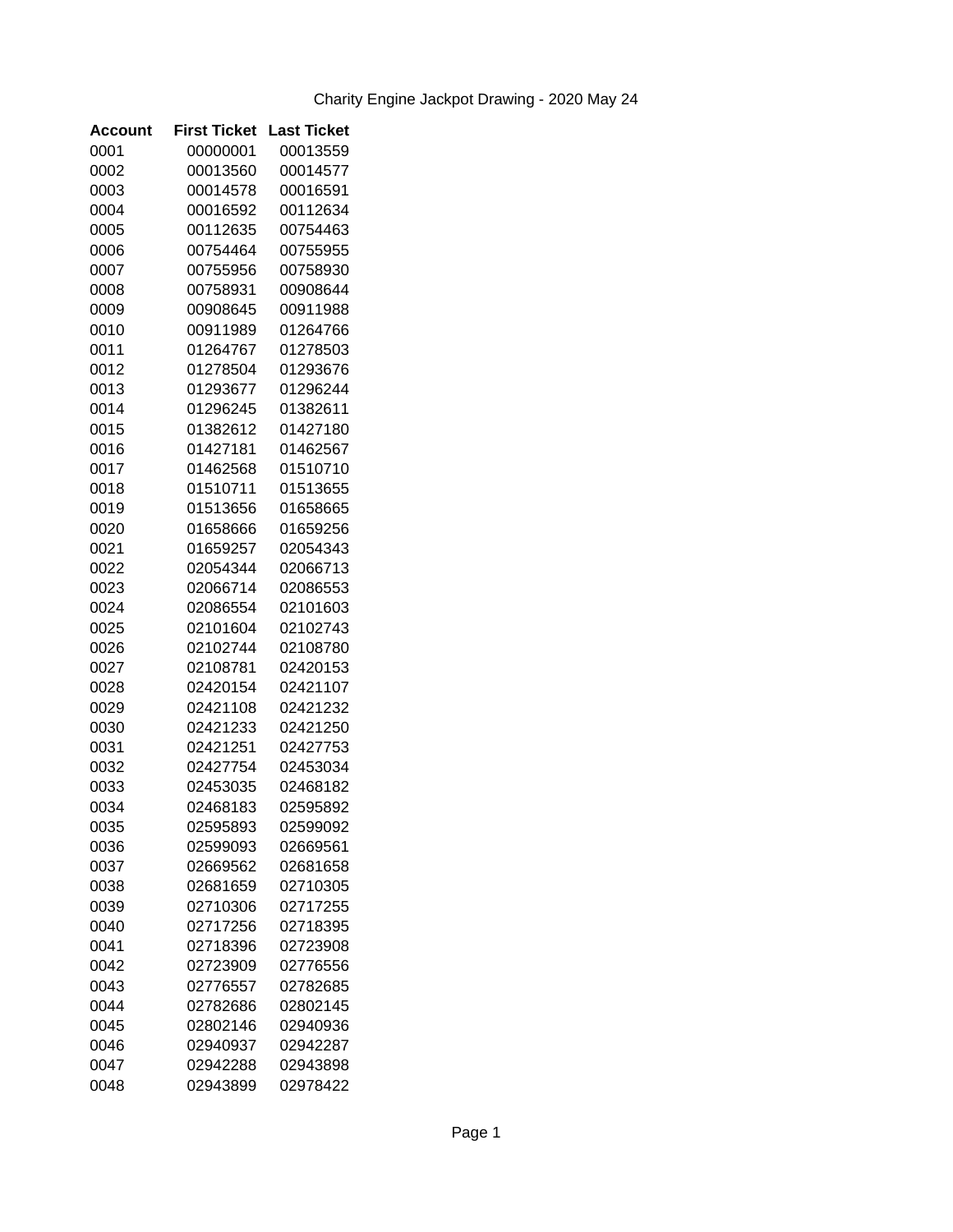Charity Engine Jackpot Drawing - 2020 May 24

| Account | First Ticket | Last Ticket |
|---|---|---|
| 0001 | 00000001 | 00013559 |
| 0002 | 00013560 | 00014577 |
| 0003 | 00014578 | 00016591 |
| 0004 | 00016592 | 00112634 |
| 0005 | 00112635 | 00754463 |
| 0006 | 00754464 | 00755955 |
| 0007 | 00755956 | 00758930 |
| 0008 | 00758931 | 00908644 |
| 0009 | 00908645 | 00911988 |
| 0010 | 00911989 | 01264766 |
| 0011 | 01264767 | 01278503 |
| 0012 | 01278504 | 01293676 |
| 0013 | 01293677 | 01296244 |
| 0014 | 01296245 | 01382611 |
| 0015 | 01382612 | 01427180 |
| 0016 | 01427181 | 01462567 |
| 0017 | 01462568 | 01510710 |
| 0018 | 01510711 | 01513655 |
| 0019 | 01513656 | 01658665 |
| 0020 | 01658666 | 01659256 |
| 0021 | 01659257 | 02054343 |
| 0022 | 02054344 | 02066713 |
| 0023 | 02066714 | 02086553 |
| 0024 | 02086554 | 02101603 |
| 0025 | 02101604 | 02102743 |
| 0026 | 02102744 | 02108780 |
| 0027 | 02108781 | 02420153 |
| 0028 | 02420154 | 02421107 |
| 0029 | 02421108 | 02421232 |
| 0030 | 02421233 | 02421250 |
| 0031 | 02421251 | 02427753 |
| 0032 | 02427754 | 02453034 |
| 0033 | 02453035 | 02468182 |
| 0034 | 02468183 | 02595892 |
| 0035 | 02595893 | 02599092 |
| 0036 | 02599093 | 02669561 |
| 0037 | 02669562 | 02681658 |
| 0038 | 02681659 | 02710305 |
| 0039 | 02710306 | 02717255 |
| 0040 | 02717256 | 02718395 |
| 0041 | 02718396 | 02723908 |
| 0042 | 02723909 | 02776556 |
| 0043 | 02776557 | 02782685 |
| 0044 | 02782686 | 02802145 |
| 0045 | 02802146 | 02940936 |
| 0046 | 02940937 | 02942287 |
| 0047 | 02942288 | 02943898 |
| 0048 | 02943899 | 02978422 |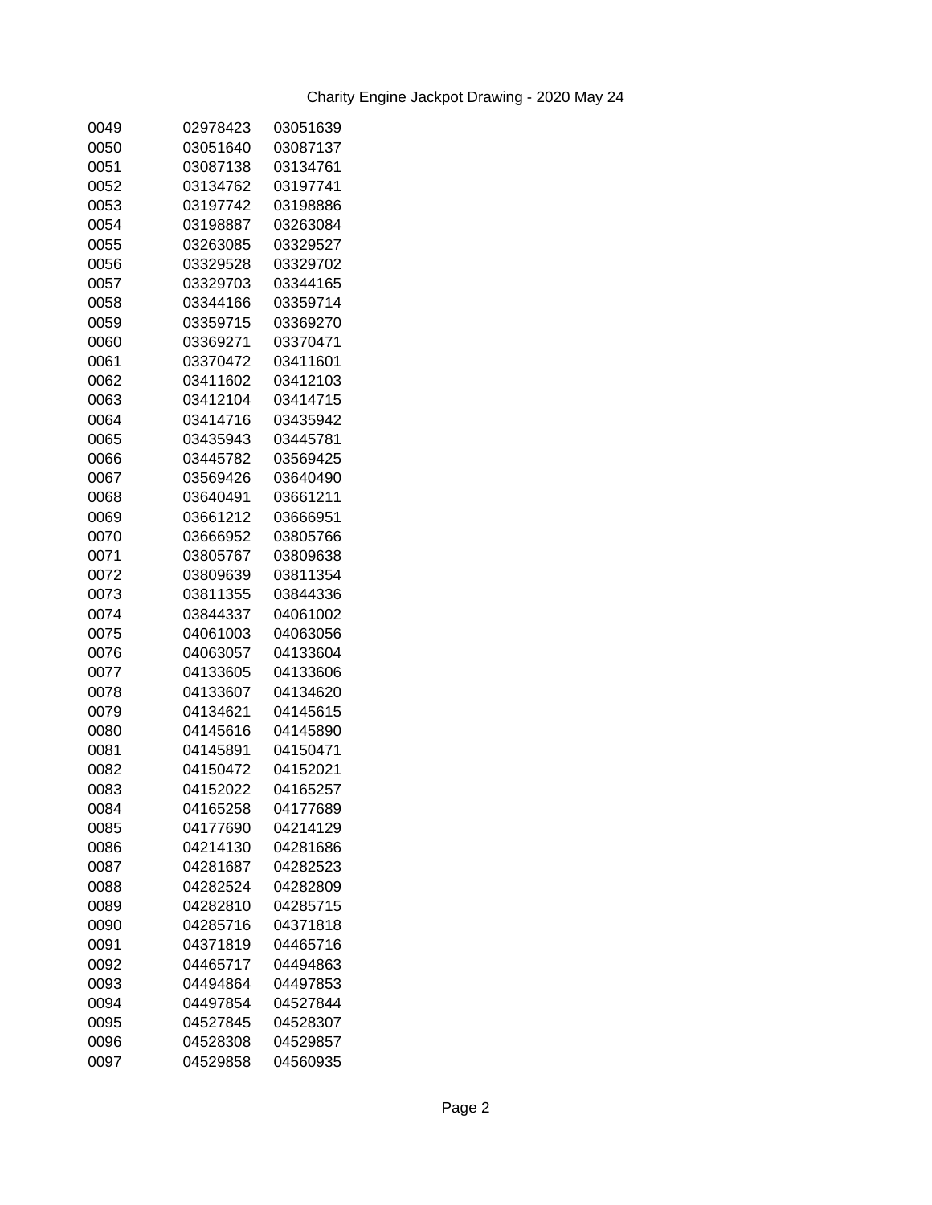Charity Engine Jackpot Drawing - 2020 May 24

| | | |
|---|---|---|
| 0049 | 02978423 | 03051639 |
| 0050 | 03051640 | 03087137 |
| 0051 | 03087138 | 03134761 |
| 0052 | 03134762 | 03197741 |
| 0053 | 03197742 | 03198886 |
| 0054 | 03198887 | 03263084 |
| 0055 | 03263085 | 03329527 |
| 0056 | 03329528 | 03329702 |
| 0057 | 03329703 | 03344165 |
| 0058 | 03344166 | 03359714 |
| 0059 | 03359715 | 03369270 |
| 0060 | 03369271 | 03370471 |
| 0061 | 03370472 | 03411601 |
| 0062 | 03411602 | 03412103 |
| 0063 | 03412104 | 03414715 |
| 0064 | 03414716 | 03435942 |
| 0065 | 03435943 | 03445781 |
| 0066 | 03445782 | 03569425 |
| 0067 | 03569426 | 03640490 |
| 0068 | 03640491 | 03661211 |
| 0069 | 03661212 | 03666951 |
| 0070 | 03666952 | 03805766 |
| 0071 | 03805767 | 03809638 |
| 0072 | 03809639 | 03811354 |
| 0073 | 03811355 | 03844336 |
| 0074 | 03844337 | 04061002 |
| 0075 | 04061003 | 04063056 |
| 0076 | 04063057 | 04133604 |
| 0077 | 04133605 | 04133606 |
| 0078 | 04133607 | 04134620 |
| 0079 | 04134621 | 04145615 |
| 0080 | 04145616 | 04145890 |
| 0081 | 04145891 | 04150471 |
| 0082 | 04150472 | 04152021 |
| 0083 | 04152022 | 04165257 |
| 0084 | 04165258 | 04177689 |
| 0085 | 04177690 | 04214129 |
| 0086 | 04214130 | 04281686 |
| 0087 | 04281687 | 04282523 |
| 0088 | 04282524 | 04282809 |
| 0089 | 04282810 | 04285715 |
| 0090 | 04285716 | 04371818 |
| 0091 | 04371819 | 04465716 |
| 0092 | 04465717 | 04494863 |
| 0093 | 04494864 | 04497853 |
| 0094 | 04497854 | 04527844 |
| 0095 | 04527845 | 04528307 |
| 0096 | 04528308 | 04529857 |
| 0097 | 04529858 | 04560935 |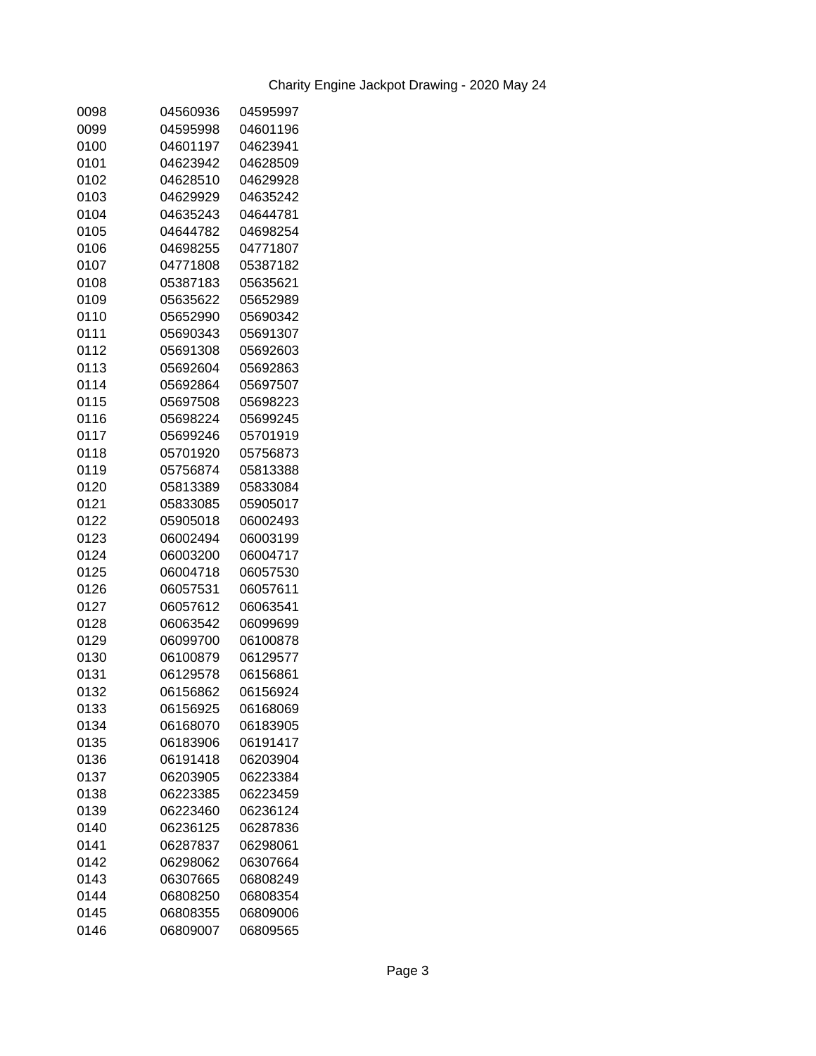Charity Engine Jackpot Drawing - 2020 May 24

| | | |
|---|---|---|
| 0098 | 04560936 | 04595997 |
| 0099 | 04595998 | 04601196 |
| 0100 | 04601197 | 04623941 |
| 0101 | 04623942 | 04628509 |
| 0102 | 04628510 | 04629928 |
| 0103 | 04629929 | 04635242 |
| 0104 | 04635243 | 04644781 |
| 0105 | 04644782 | 04698254 |
| 0106 | 04698255 | 04771807 |
| 0107 | 04771808 | 05387182 |
| 0108 | 05387183 | 05635621 |
| 0109 | 05635622 | 05652989 |
| 0110 | 05652990 | 05690342 |
| 0111 | 05690343 | 05691307 |
| 0112 | 05691308 | 05692603 |
| 0113 | 05692604 | 05692863 |
| 0114 | 05692864 | 05697507 |
| 0115 | 05697508 | 05698223 |
| 0116 | 05698224 | 05699245 |
| 0117 | 05699246 | 05701919 |
| 0118 | 05701920 | 05756873 |
| 0119 | 05756874 | 05813388 |
| 0120 | 05813389 | 05833084 |
| 0121 | 05833085 | 05905017 |
| 0122 | 05905018 | 06002493 |
| 0123 | 06002494 | 06003199 |
| 0124 | 06003200 | 06004717 |
| 0125 | 06004718 | 06057530 |
| 0126 | 06057531 | 06057611 |
| 0127 | 06057612 | 06063541 |
| 0128 | 06063542 | 06099699 |
| 0129 | 06099700 | 06100878 |
| 0130 | 06100879 | 06129577 |
| 0131 | 06129578 | 06156861 |
| 0132 | 06156862 | 06156924 |
| 0133 | 06156925 | 06168069 |
| 0134 | 06168070 | 06183905 |
| 0135 | 06183906 | 06191417 |
| 0136 | 06191418 | 06203904 |
| 0137 | 06203905 | 06223384 |
| 0138 | 06223385 | 06223459 |
| 0139 | 06223460 | 06236124 |
| 0140 | 06236125 | 06287836 |
| 0141 | 06287837 | 06298061 |
| 0142 | 06298062 | 06307664 |
| 0143 | 06307665 | 06808249 |
| 0144 | 06808250 | 06808354 |
| 0145 | 06808355 | 06809006 |
| 0146 | 06809007 | 06809565 |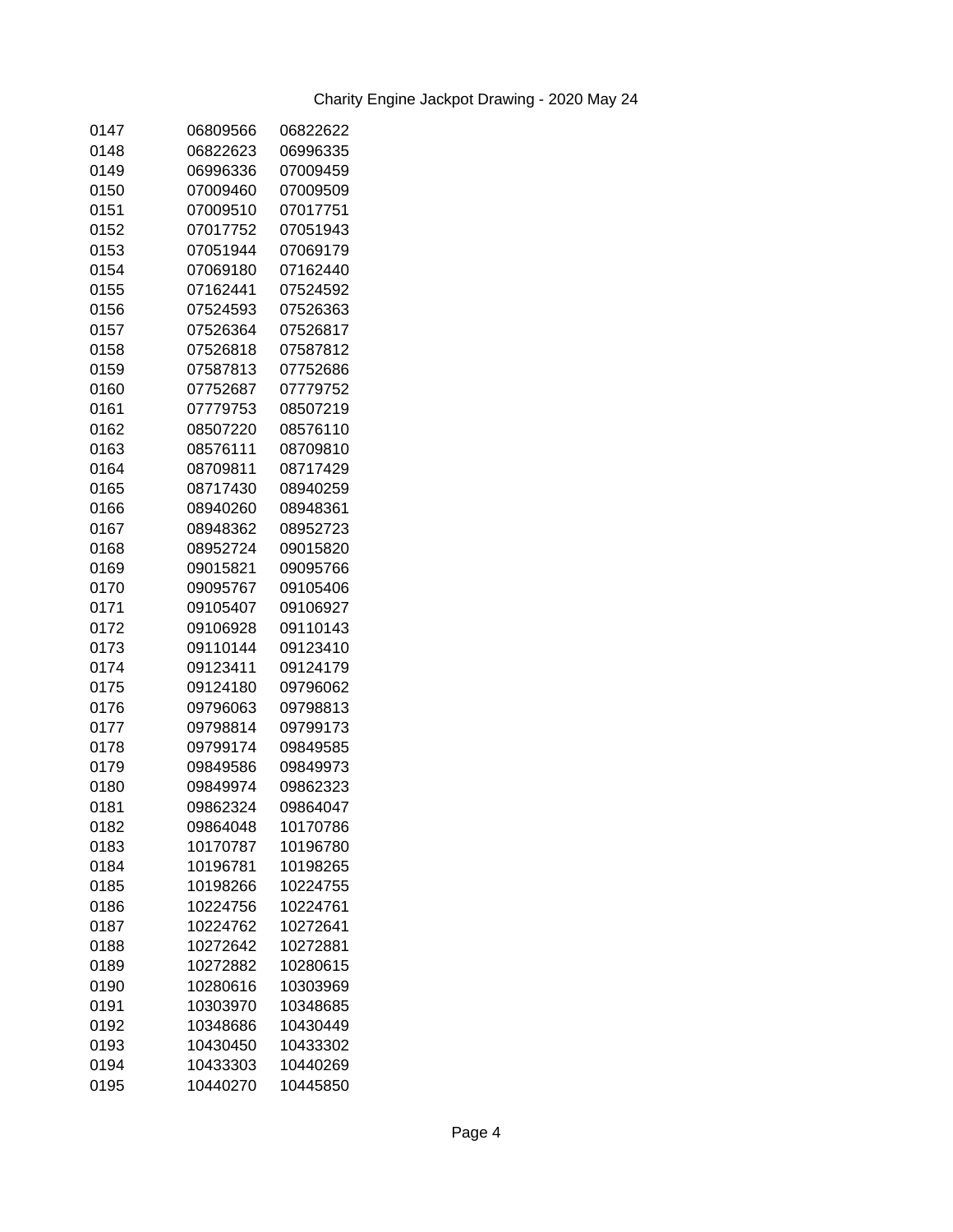Charity Engine Jackpot Drawing - 2020 May 24

| | | |
|---|---|---|
| 0147 | 06809566 | 06822622 |
| 0148 | 06822623 | 06996335 |
| 0149 | 06996336 | 07009459 |
| 0150 | 07009460 | 07009509 |
| 0151 | 07009510 | 07017751 |
| 0152 | 07017752 | 07051943 |
| 0153 | 07051944 | 07069179 |
| 0154 | 07069180 | 07162440 |
| 0155 | 07162441 | 07524592 |
| 0156 | 07524593 | 07526363 |
| 0157 | 07526364 | 07526817 |
| 0158 | 07526818 | 07587812 |
| 0159 | 07587813 | 07752686 |
| 0160 | 07752687 | 07779752 |
| 0161 | 07779753 | 08507219 |
| 0162 | 08507220 | 08576110 |
| 0163 | 08576111 | 08709810 |
| 0164 | 08709811 | 08717429 |
| 0165 | 08717430 | 08940259 |
| 0166 | 08940260 | 08948361 |
| 0167 | 08948362 | 08952723 |
| 0168 | 08952724 | 09015820 |
| 0169 | 09015821 | 09095766 |
| 0170 | 09095767 | 09105406 |
| 0171 | 09105407 | 09106927 |
| 0172 | 09106928 | 09110143 |
| 0173 | 09110144 | 09123410 |
| 0174 | 09123411 | 09124179 |
| 0175 | 09124180 | 09796062 |
| 0176 | 09796063 | 09798813 |
| 0177 | 09798814 | 09799173 |
| 0178 | 09799174 | 09849585 |
| 0179 | 09849586 | 09849973 |
| 0180 | 09849974 | 09862323 |
| 0181 | 09862324 | 09864047 |
| 0182 | 09864048 | 10170786 |
| 0183 | 10170787 | 10196780 |
| 0184 | 10196781 | 10198265 |
| 0185 | 10198266 | 10224755 |
| 0186 | 10224756 | 10224761 |
| 0187 | 10224762 | 10272641 |
| 0188 | 10272642 | 10272881 |
| 0189 | 10272882 | 10280615 |
| 0190 | 10280616 | 10303969 |
| 0191 | 10303970 | 10348685 |
| 0192 | 10348686 | 10430449 |
| 0193 | 10430450 | 10433302 |
| 0194 | 10433303 | 10440269 |
| 0195 | 10440270 | 10445850 |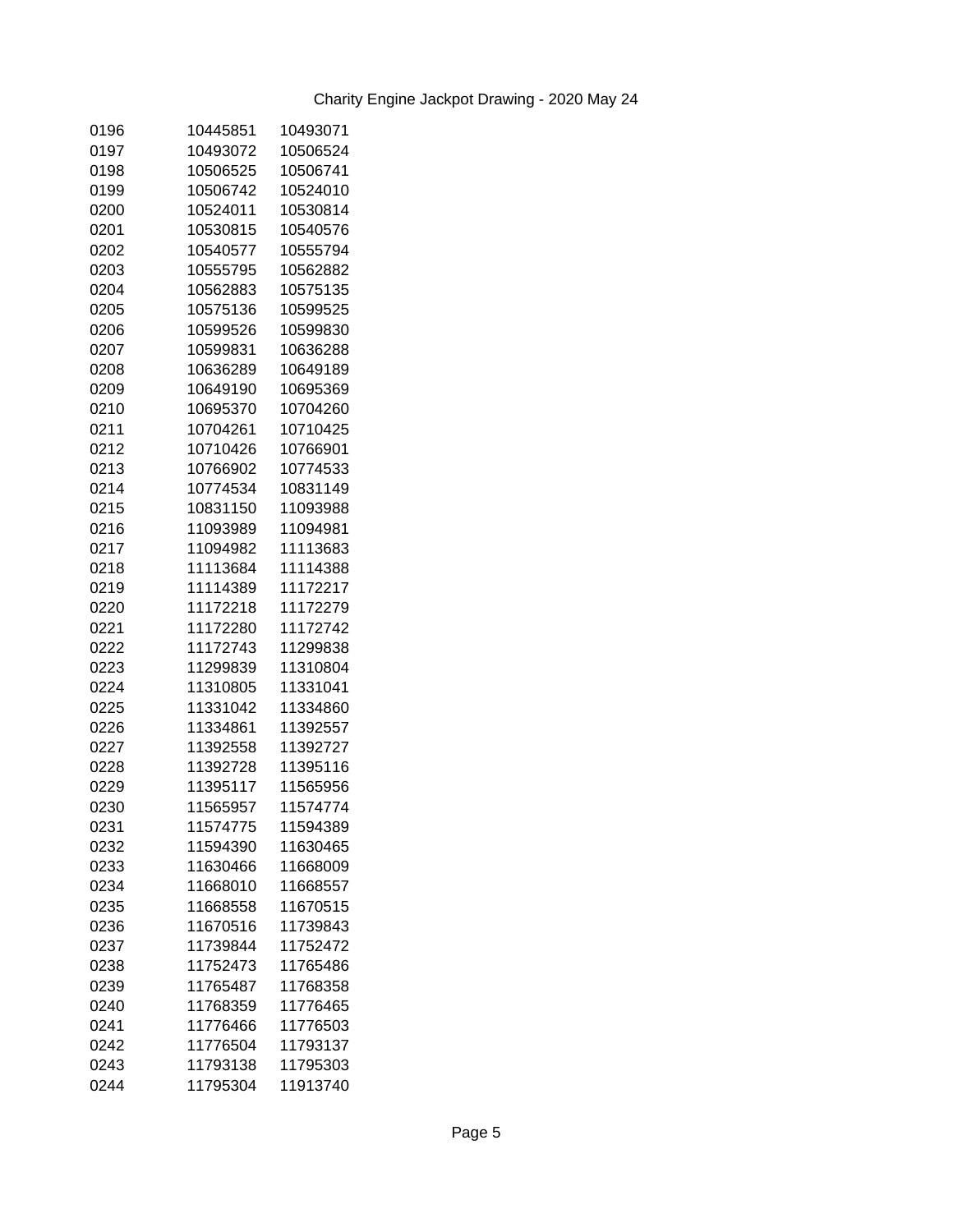Charity Engine Jackpot Drawing - 2020 May 24

| | | |
|---|---|---|
| 0196 | 10445851 | 10493071 |
| 0197 | 10493072 | 10506524 |
| 0198 | 10506525 | 10506741 |
| 0199 | 10506742 | 10524010 |
| 0200 | 10524011 | 10530814 |
| 0201 | 10530815 | 10540576 |
| 0202 | 10540577 | 10555794 |
| 0203 | 10555795 | 10562882 |
| 0204 | 10562883 | 10575135 |
| 0205 | 10575136 | 10599525 |
| 0206 | 10599526 | 10599830 |
| 0207 | 10599831 | 10636288 |
| 0208 | 10636289 | 10649189 |
| 0209 | 10649190 | 10695369 |
| 0210 | 10695370 | 10704260 |
| 0211 | 10704261 | 10710425 |
| 0212 | 10710426 | 10766901 |
| 0213 | 10766902 | 10774533 |
| 0214 | 10774534 | 10831149 |
| 0215 | 10831150 | 11093988 |
| 0216 | 11093989 | 11094981 |
| 0217 | 11094982 | 11113683 |
| 0218 | 11113684 | 11114388 |
| 0219 | 11114389 | 11172217 |
| 0220 | 11172218 | 11172279 |
| 0221 | 11172280 | 11172742 |
| 0222 | 11172743 | 11299838 |
| 0223 | 11299839 | 11310804 |
| 0224 | 11310805 | 11331041 |
| 0225 | 11331042 | 11334860 |
| 0226 | 11334861 | 11392557 |
| 0227 | 11392558 | 11392727 |
| 0228 | 11392728 | 11395116 |
| 0229 | 11395117 | 11565956 |
| 0230 | 11565957 | 11574774 |
| 0231 | 11574775 | 11594389 |
| 0232 | 11594390 | 11630465 |
| 0233 | 11630466 | 11668009 |
| 0234 | 11668010 | 11668557 |
| 0235 | 11668558 | 11670515 |
| 0236 | 11670516 | 11739843 |
| 0237 | 11739844 | 11752472 |
| 0238 | 11752473 | 11765486 |
| 0239 | 11765487 | 11768358 |
| 0240 | 11768359 | 11776465 |
| 0241 | 11776466 | 11776503 |
| 0242 | 11776504 | 11793137 |
| 0243 | 11793138 | 11795303 |
| 0244 | 11795304 | 11913740 |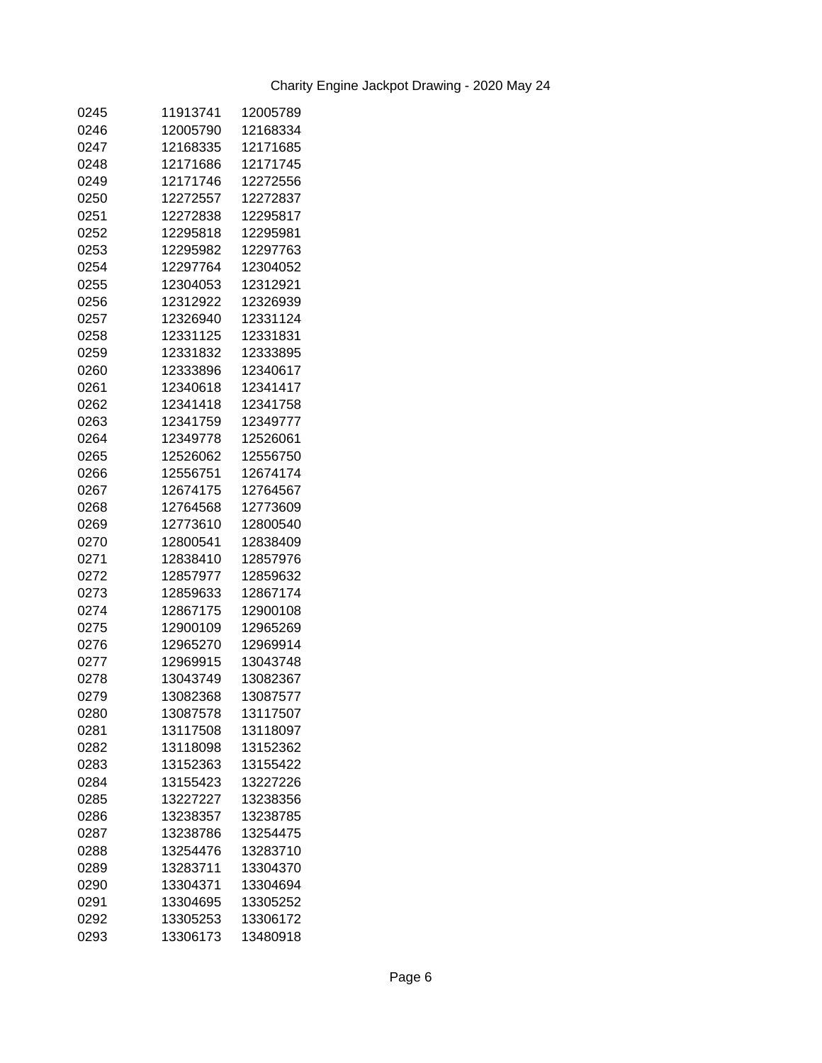Charity Engine Jackpot Drawing - 2020 May 24

| | | |
|---|---|---|
| 0245 | 11913741 | 12005789 |
| 0246 | 12005790 | 12168334 |
| 0247 | 12168335 | 12171685 |
| 0248 | 12171686 | 12171745 |
| 0249 | 12171746 | 12272556 |
| 0250 | 12272557 | 12272837 |
| 0251 | 12272838 | 12295817 |
| 0252 | 12295818 | 12295981 |
| 0253 | 12295982 | 12297763 |
| 0254 | 12297764 | 12304052 |
| 0255 | 12304053 | 12312921 |
| 0256 | 12312922 | 12326939 |
| 0257 | 12326940 | 12331124 |
| 0258 | 12331125 | 12331831 |
| 0259 | 12331832 | 12333895 |
| 0260 | 12333896 | 12340617 |
| 0261 | 12340618 | 12341417 |
| 0262 | 12341418 | 12341758 |
| 0263 | 12341759 | 12349777 |
| 0264 | 12349778 | 12526061 |
| 0265 | 12526062 | 12556750 |
| 0266 | 12556751 | 12674174 |
| 0267 | 12674175 | 12764567 |
| 0268 | 12764568 | 12773609 |
| 0269 | 12773610 | 12800540 |
| 0270 | 12800541 | 12838409 |
| 0271 | 12838410 | 12857976 |
| 0272 | 12857977 | 12859632 |
| 0273 | 12859633 | 12867174 |
| 0274 | 12867175 | 12900108 |
| 0275 | 12900109 | 12965269 |
| 0276 | 12965270 | 12969914 |
| 0277 | 12969915 | 13043748 |
| 0278 | 13043749 | 13082367 |
| 0279 | 13082368 | 13087577 |
| 0280 | 13087578 | 13117507 |
| 0281 | 13117508 | 13118097 |
| 0282 | 13118098 | 13152362 |
| 0283 | 13152363 | 13155422 |
| 0284 | 13155423 | 13227226 |
| 0285 | 13227227 | 13238356 |
| 0286 | 13238357 | 13238785 |
| 0287 | 13238786 | 13254475 |
| 0288 | 13254476 | 13283710 |
| 0289 | 13283711 | 13304370 |
| 0290 | 13304371 | 13304694 |
| 0291 | 13304695 | 13305252 |
| 0292 | 13305253 | 13306172 |
| 0293 | 13306173 | 13480918 |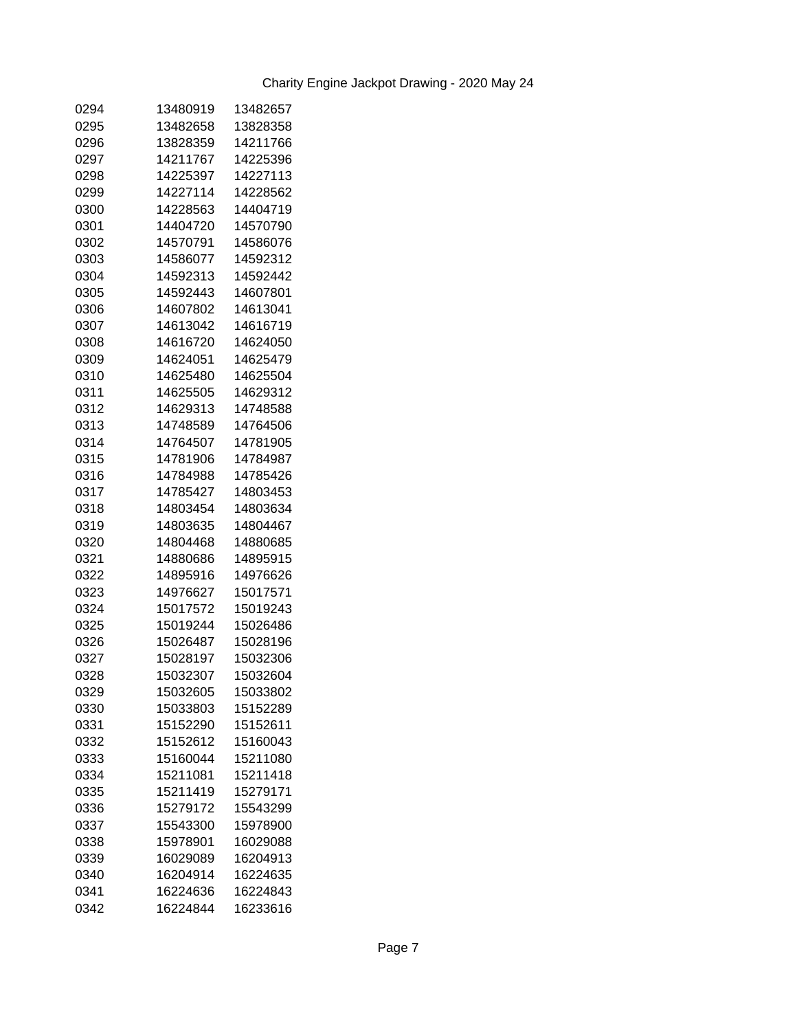Charity Engine Jackpot Drawing - 2020 May 24

| | | |
|---|---|---|
| 0294 | 13480919 | 13482657 |
| 0295 | 13482658 | 13828358 |
| 0296 | 13828359 | 14211766 |
| 0297 | 14211767 | 14225396 |
| 0298 | 14225397 | 14227113 |
| 0299 | 14227114 | 14228562 |
| 0300 | 14228563 | 14404719 |
| 0301 | 14404720 | 14570790 |
| 0302 | 14570791 | 14586076 |
| 0303 | 14586077 | 14592312 |
| 0304 | 14592313 | 14592442 |
| 0305 | 14592443 | 14607801 |
| 0306 | 14607802 | 14613041 |
| 0307 | 14613042 | 14616719 |
| 0308 | 14616720 | 14624050 |
| 0309 | 14624051 | 14625479 |
| 0310 | 14625480 | 14625504 |
| 0311 | 14625505 | 14629312 |
| 0312 | 14629313 | 14748588 |
| 0313 | 14748589 | 14764506 |
| 0314 | 14764507 | 14781905 |
| 0315 | 14781906 | 14784987 |
| 0316 | 14784988 | 14785426 |
| 0317 | 14785427 | 14803453 |
| 0318 | 14803454 | 14803634 |
| 0319 | 14803635 | 14804467 |
| 0320 | 14804468 | 14880685 |
| 0321 | 14880686 | 14895915 |
| 0322 | 14895916 | 14976626 |
| 0323 | 14976627 | 15017571 |
| 0324 | 15017572 | 15019243 |
| 0325 | 15019244 | 15026486 |
| 0326 | 15026487 | 15028196 |
| 0327 | 15028197 | 15032306 |
| 0328 | 15032307 | 15032604 |
| 0329 | 15032605 | 15033802 |
| 0330 | 15033803 | 15152289 |
| 0331 | 15152290 | 15152611 |
| 0332 | 15152612 | 15160043 |
| 0333 | 15160044 | 15211080 |
| 0334 | 15211081 | 15211418 |
| 0335 | 15211419 | 15279171 |
| 0336 | 15279172 | 15543299 |
| 0337 | 15543300 | 15978900 |
| 0338 | 15978901 | 16029088 |
| 0339 | 16029089 | 16204913 |
| 0340 | 16204914 | 16224635 |
| 0341 | 16224636 | 16224843 |
| 0342 | 16224844 | 16233616 |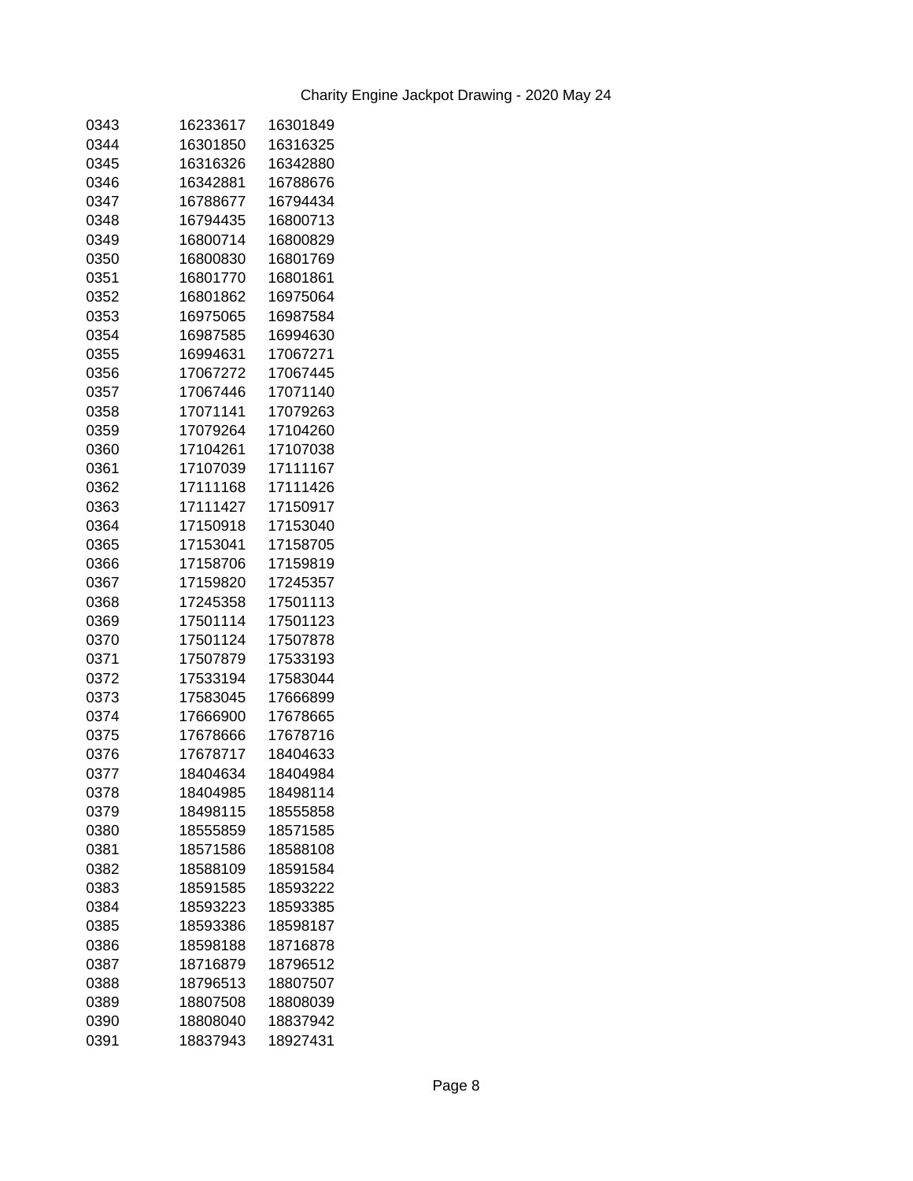| | | |
|---|---|---|
| 0343 | 16233617 | 16301849 |
| 0344 | 16301850 | 16316325 |
| 0345 | 16316326 | 16342880 |
| 0346 | 16342881 | 16788676 |
| 0347 | 16788677 | 16794434 |
| 0348 | 16794435 | 16800713 |
| 0349 | 16800714 | 16800829 |
| 0350 | 16800830 | 16801769 |
| 0351 | 16801770 | 16801861 |
| 0352 | 16801862 | 16975064 |
| 0353 | 16975065 | 16987584 |
| 0354 | 16987585 | 16994630 |
| 0355 | 16994631 | 17067271 |
| 0356 | 17067272 | 17067445 |
| 0357 | 17067446 | 17071140 |
| 0358 | 17071141 | 17079263 |
| 0359 | 17079264 | 17104260 |
| 0360 | 17104261 | 17107038 |
| 0361 | 17107039 | 17111167 |
| 0362 | 17111168 | 17111426 |
| 0363 | 17111427 | 17150917 |
| 0364 | 17150918 | 17153040 |
| 0365 | 17153041 | 17158705 |
| 0366 | 17158706 | 17159819 |
| 0367 | 17159820 | 17245357 |
| 0368 | 17245358 | 17501113 |
| 0369 | 17501114 | 17501123 |
| 0370 | 17501124 | 17507878 |
| 0371 | 17507879 | 17533193 |
| 0372 | 17533194 | 17583044 |
| 0373 | 17583045 | 17666899 |
| 0374 | 17666900 | 17678665 |
| 0375 | 17678666 | 17678716 |
| 0376 | 17678717 | 18404633 |
| 0377 | 18404634 | 18404984 |
| 0378 | 18404985 | 18498114 |
| 0379 | 18498115 | 18555858 |
| 0380 | 18555859 | 18571585 |
| 0381 | 18571586 | 18588108 |
| 0382 | 18588109 | 18591584 |
| 0383 | 18591585 | 18593222 |
| 0384 | 18593223 | 18593385 |
| 0385 | 18593386 | 18598187 |
| 0386 | 18598188 | 18716878 |
| 0387 | 18716879 | 18796512 |
| 0388 | 18796513 | 18807507 |
| 0389 | 18807508 | 18808039 |
| 0390 | 18808040 | 18837942 |
| 0391 | 18837943 | 18927431 |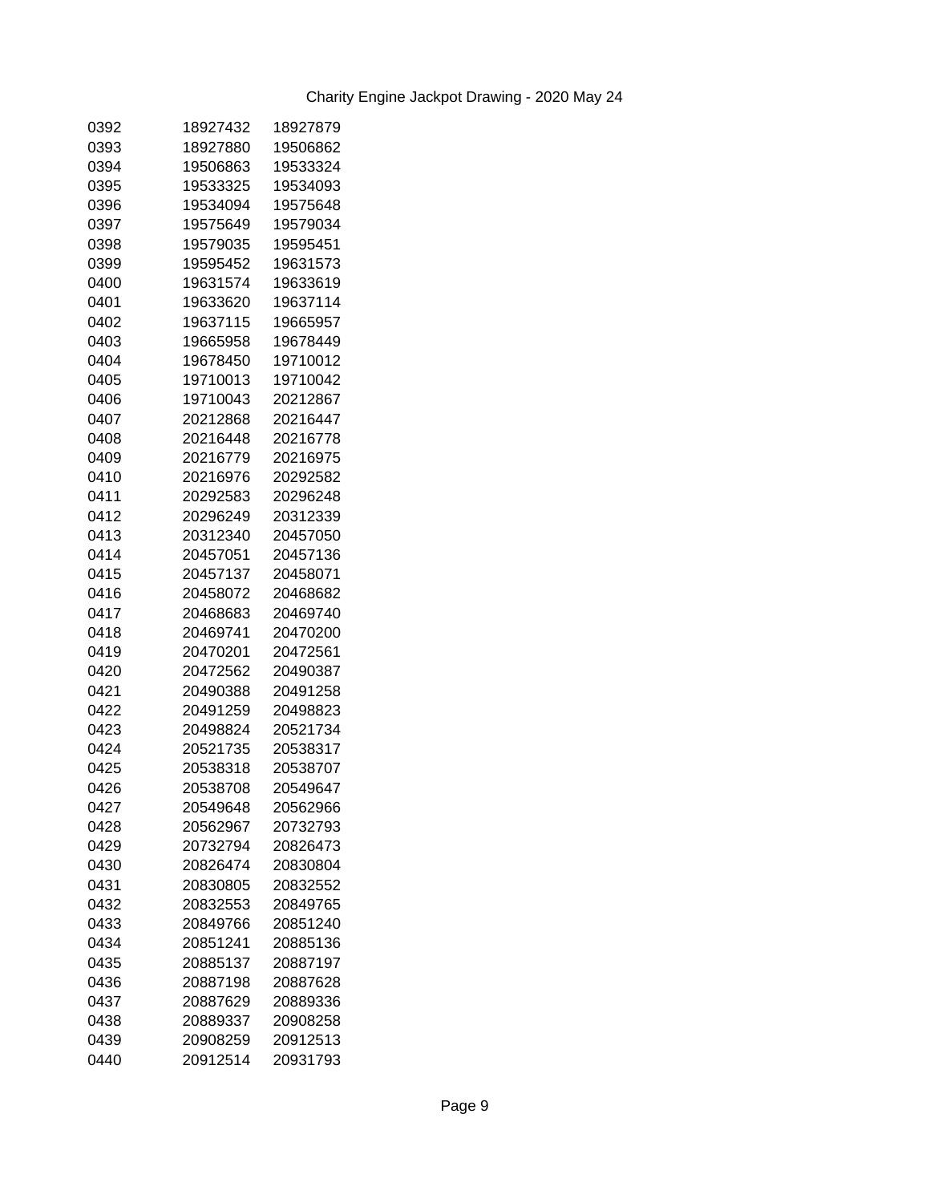Charity Engine Jackpot Drawing - 2020 May 24

| | | |
|---|---|---|
| 0392 | 18927432 | 18927879 |
| 0393 | 18927880 | 19506862 |
| 0394 | 19506863 | 19533324 |
| 0395 | 19533325 | 19534093 |
| 0396 | 19534094 | 19575648 |
| 0397 | 19575649 | 19579034 |
| 0398 | 19579035 | 19595451 |
| 0399 | 19595452 | 19631573 |
| 0400 | 19631574 | 19633619 |
| 0401 | 19633620 | 19637114 |
| 0402 | 19637115 | 19665957 |
| 0403 | 19665958 | 19678449 |
| 0404 | 19678450 | 19710012 |
| 0405 | 19710013 | 19710042 |
| 0406 | 19710043 | 20212867 |
| 0407 | 20212868 | 20216447 |
| 0408 | 20216448 | 20216778 |
| 0409 | 20216779 | 20216975 |
| 0410 | 20216976 | 20292582 |
| 0411 | 20292583 | 20296248 |
| 0412 | 20296249 | 20312339 |
| 0413 | 20312340 | 20457050 |
| 0414 | 20457051 | 20457136 |
| 0415 | 20457137 | 20458071 |
| 0416 | 20458072 | 20468682 |
| 0417 | 20468683 | 20469740 |
| 0418 | 20469741 | 20470200 |
| 0419 | 20470201 | 20472561 |
| 0420 | 20472562 | 20490387 |
| 0421 | 20490388 | 20491258 |
| 0422 | 20491259 | 20498823 |
| 0423 | 20498824 | 20521734 |
| 0424 | 20521735 | 20538317 |
| 0425 | 20538318 | 20538707 |
| 0426 | 20538708 | 20549647 |
| 0427 | 20549648 | 20562966 |
| 0428 | 20562967 | 20732793 |
| 0429 | 20732794 | 20826473 |
| 0430 | 20826474 | 20830804 |
| 0431 | 20830805 | 20832552 |
| 0432 | 20832553 | 20849765 |
| 0433 | 20849766 | 20851240 |
| 0434 | 20851241 | 20885136 |
| 0435 | 20885137 | 20887197 |
| 0436 | 20887198 | 20887628 |
| 0437 | 20887629 | 20889336 |
| 0438 | 20889337 | 20908258 |
| 0439 | 20908259 | 20912513 |
| 0440 | 20912514 | 20931793 |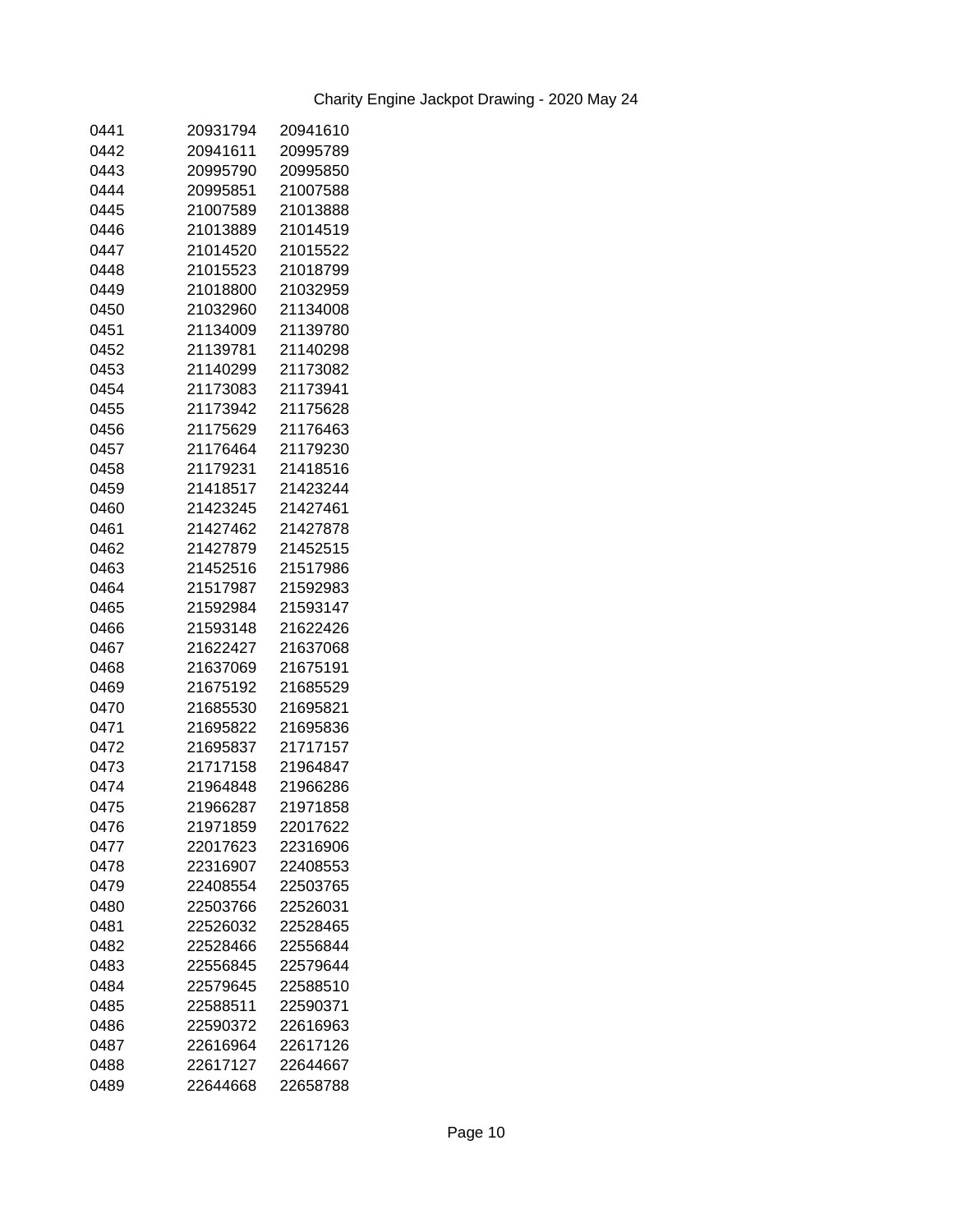Charity Engine Jackpot Drawing - 2020 May 24

| | | |
|---|---|---|
| 0441 | 20931794 | 20941610 |
| 0442 | 20941611 | 20995789 |
| 0443 | 20995790 | 20995850 |
| 0444 | 20995851 | 21007588 |
| 0445 | 21007589 | 21013888 |
| 0446 | 21013889 | 21014519 |
| 0447 | 21014520 | 21015522 |
| 0448 | 21015523 | 21018799 |
| 0449 | 21018800 | 21032959 |
| 0450 | 21032960 | 21134008 |
| 0451 | 21134009 | 21139780 |
| 0452 | 21139781 | 21140298 |
| 0453 | 21140299 | 21173082 |
| 0454 | 21173083 | 21173941 |
| 0455 | 21173942 | 21175628 |
| 0456 | 21175629 | 21176463 |
| 0457 | 21176464 | 21179230 |
| 0458 | 21179231 | 21418516 |
| 0459 | 21418517 | 21423244 |
| 0460 | 21423245 | 21427461 |
| 0461 | 21427462 | 21427878 |
| 0462 | 21427879 | 21452515 |
| 0463 | 21452516 | 21517986 |
| 0464 | 21517987 | 21592983 |
| 0465 | 21592984 | 21593147 |
| 0466 | 21593148 | 21622426 |
| 0467 | 21622427 | 21637068 |
| 0468 | 21637069 | 21675191 |
| 0469 | 21675192 | 21685529 |
| 0470 | 21685530 | 21695821 |
| 0471 | 21695822 | 21695836 |
| 0472 | 21695837 | 21717157 |
| 0473 | 21717158 | 21964847 |
| 0474 | 21964848 | 21966286 |
| 0475 | 21966287 | 21971858 |
| 0476 | 21971859 | 22017622 |
| 0477 | 22017623 | 22316906 |
| 0478 | 22316907 | 22408553 |
| 0479 | 22408554 | 22503765 |
| 0480 | 22503766 | 22526031 |
| 0481 | 22526032 | 22528465 |
| 0482 | 22528466 | 22556844 |
| 0483 | 22556845 | 22579644 |
| 0484 | 22579645 | 22588510 |
| 0485 | 22588511 | 22590371 |
| 0486 | 22590372 | 22616963 |
| 0487 | 22616964 | 22617126 |
| 0488 | 22617127 | 22644667 |
| 0489 | 22644668 | 22658788 |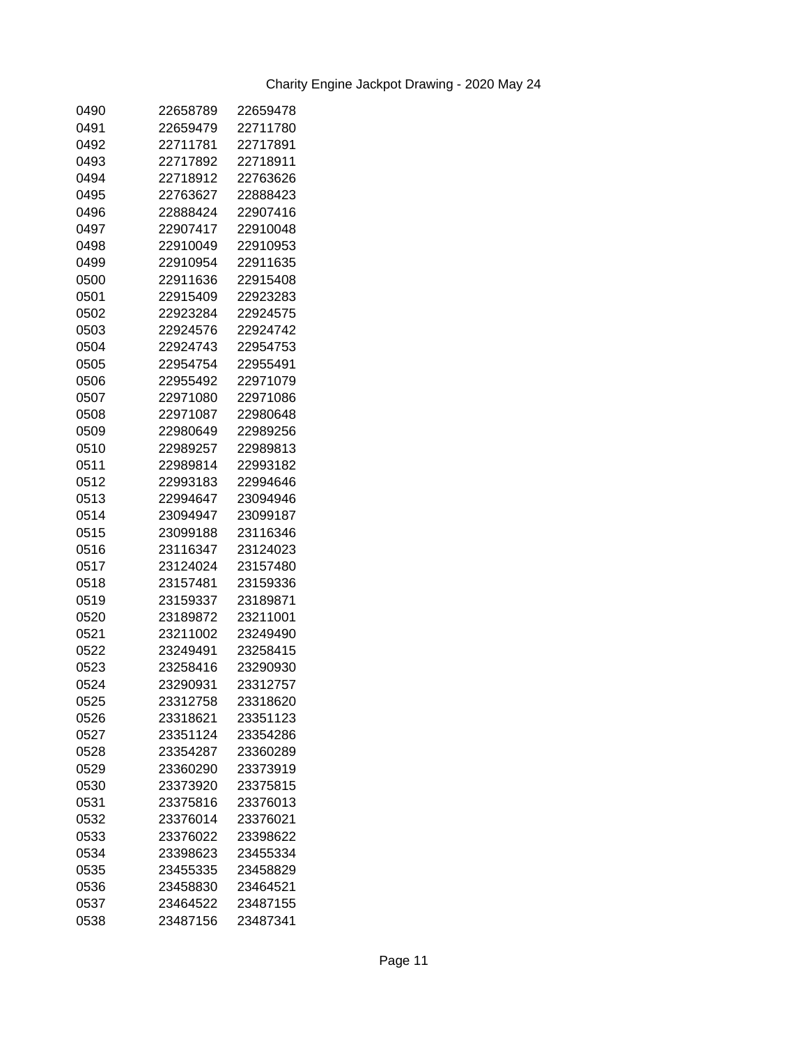Charity Engine Jackpot Drawing - 2020 May 24

| | | |
|---|---|---|
| 0490 | 22658789 | 22659478 |
| 0491 | 22659479 | 22711780 |
| 0492 | 22711781 | 22717891 |
| 0493 | 22717892 | 22718911 |
| 0494 | 22718912 | 22763626 |
| 0495 | 22763627 | 22888423 |
| 0496 | 22888424 | 22907416 |
| 0497 | 22907417 | 22910048 |
| 0498 | 22910049 | 22910953 |
| 0499 | 22910954 | 22911635 |
| 0500 | 22911636 | 22915408 |
| 0501 | 22915409 | 22923283 |
| 0502 | 22923284 | 22924575 |
| 0503 | 22924576 | 22924742 |
| 0504 | 22924743 | 22954753 |
| 0505 | 22954754 | 22955491 |
| 0506 | 22955492 | 22971079 |
| 0507 | 22971080 | 22971086 |
| 0508 | 22971087 | 22980648 |
| 0509 | 22980649 | 22989256 |
| 0510 | 22989257 | 22989813 |
| 0511 | 22989814 | 22993182 |
| 0512 | 22993183 | 22994646 |
| 0513 | 22994647 | 23094946 |
| 0514 | 23094947 | 23099187 |
| 0515 | 23099188 | 23116346 |
| 0516 | 23116347 | 23124023 |
| 0517 | 23124024 | 23157480 |
| 0518 | 23157481 | 23159336 |
| 0519 | 23159337 | 23189871 |
| 0520 | 23189872 | 23211001 |
| 0521 | 23211002 | 23249490 |
| 0522 | 23249491 | 23258415 |
| 0523 | 23258416 | 23290930 |
| 0524 | 23290931 | 23312757 |
| 0525 | 23312758 | 23318620 |
| 0526 | 23318621 | 23351123 |
| 0527 | 23351124 | 23354286 |
| 0528 | 23354287 | 23360289 |
| 0529 | 23360290 | 23373919 |
| 0530 | 23373920 | 23375815 |
| 0531 | 23375816 | 23376013 |
| 0532 | 23376014 | 23376021 |
| 0533 | 23376022 | 23398622 |
| 0534 | 23398623 | 23455334 |
| 0535 | 23455335 | 23458829 |
| 0536 | 23458830 | 23464521 |
| 0537 | 23464522 | 23487155 |
| 0538 | 23487156 | 23487341 |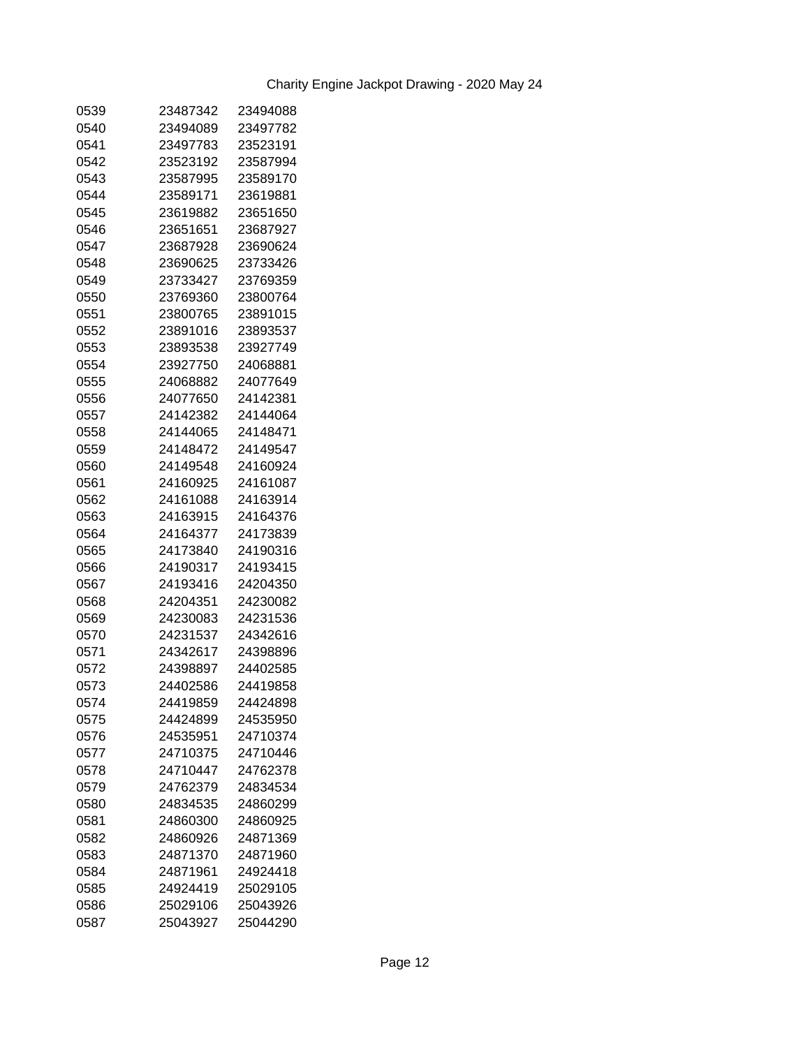Charity Engine Jackpot Drawing - 2020 May 24

| | | |
|---|---|---|
| 0539 | 23487342 | 23494088 |
| 0540 | 23494089 | 23497782 |
| 0541 | 23497783 | 23523191 |
| 0542 | 23523192 | 23587994 |
| 0543 | 23587995 | 23589170 |
| 0544 | 23589171 | 23619881 |
| 0545 | 23619882 | 23651650 |
| 0546 | 23651651 | 23687927 |
| 0547 | 23687928 | 23690624 |
| 0548 | 23690625 | 23733426 |
| 0549 | 23733427 | 23769359 |
| 0550 | 23769360 | 23800764 |
| 0551 | 23800765 | 23891015 |
| 0552 | 23891016 | 23893537 |
| 0553 | 23893538 | 23927749 |
| 0554 | 23927750 | 24068881 |
| 0555 | 24068882 | 24077649 |
| 0556 | 24077650 | 24142381 |
| 0557 | 24142382 | 24144064 |
| 0558 | 24144065 | 24148471 |
| 0559 | 24148472 | 24149547 |
| 0560 | 24149548 | 24160924 |
| 0561 | 24160925 | 24161087 |
| 0562 | 24161088 | 24163914 |
| 0563 | 24163915 | 24164376 |
| 0564 | 24164377 | 24173839 |
| 0565 | 24173840 | 24190316 |
| 0566 | 24190317 | 24193415 |
| 0567 | 24193416 | 24204350 |
| 0568 | 24204351 | 24230082 |
| 0569 | 24230083 | 24231536 |
| 0570 | 24231537 | 24342616 |
| 0571 | 24342617 | 24398896 |
| 0572 | 24398897 | 24402585 |
| 0573 | 24402586 | 24419858 |
| 0574 | 24419859 | 24424898 |
| 0575 | 24424899 | 24535950 |
| 0576 | 24535951 | 24710374 |
| 0577 | 24710375 | 24710446 |
| 0578 | 24710447 | 24762378 |
| 0579 | 24762379 | 24834534 |
| 0580 | 24834535 | 24860299 |
| 0581 | 24860300 | 24860925 |
| 0582 | 24860926 | 24871369 |
| 0583 | 24871370 | 24871960 |
| 0584 | 24871961 | 24924418 |
| 0585 | 24924419 | 25029105 |
| 0586 | 25029106 | 25043926 |
| 0587 | 25043927 | 25044290 |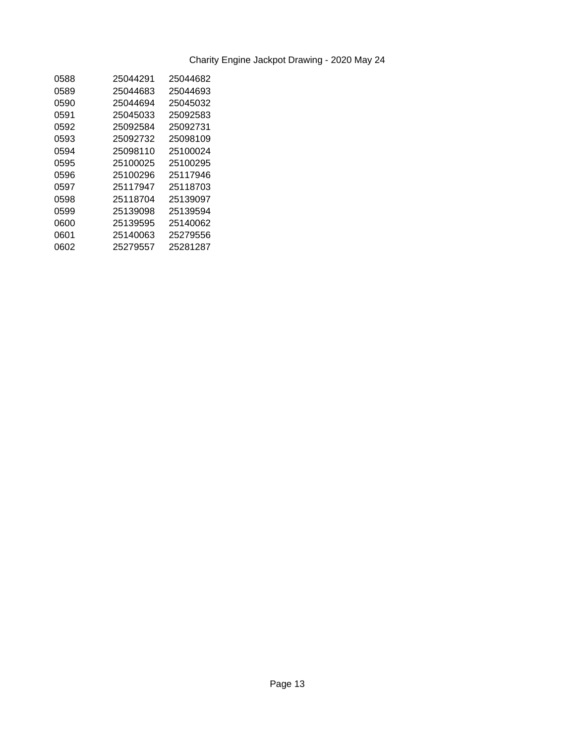Charity Engine Jackpot Drawing - 2020 May 24

| | | |
|---|---|---|
| 0588 | 25044291 | 25044682 |
| 0589 | 25044683 | 25044693 |
| 0590 | 25044694 | 25045032 |
| 0591 | 25045033 | 25092583 |
| 0592 | 25092584 | 25092731 |
| 0593 | 25092732 | 25098109 |
| 0594 | 25098110 | 25100024 |
| 0595 | 25100025 | 25100295 |
| 0596 | 25100296 | 25117946 |
| 0597 | 25117947 | 25118703 |
| 0598 | 25118704 | 25139097 |
| 0599 | 25139098 | 25139594 |
| 0600 | 25139595 | 25140062 |
| 0601 | 25140063 | 25279556 |
| 0602 | 25279557 | 25281287 |